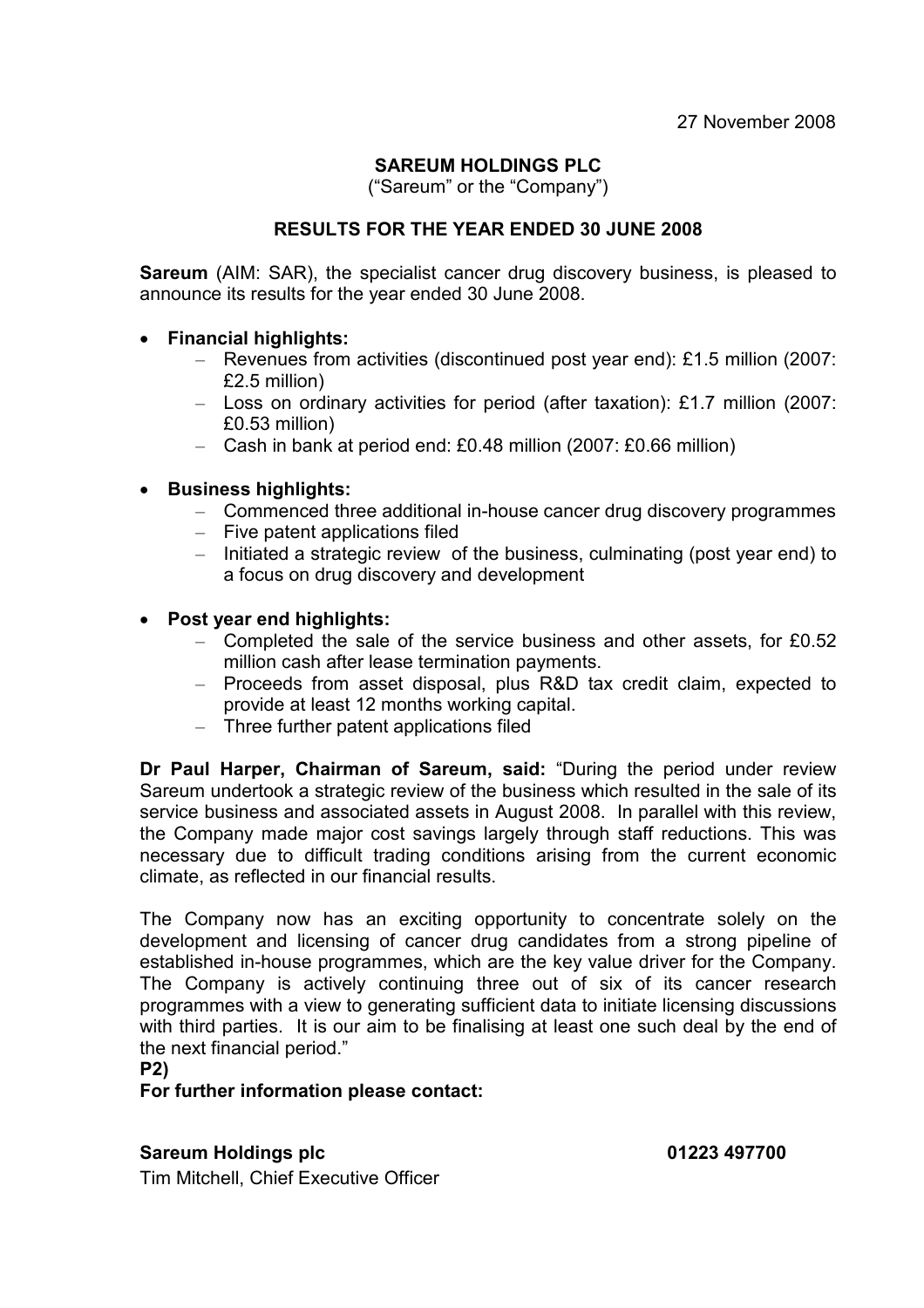27 November 2008

**SAREUM HOLDINGS PLC**

("Sareum" or the "Company")

**RESULTS FOR THE YEAR ENDED 30 JUNE 2008**

**Sareum** (AIM: SAR), the specialist cancer drug discovery business, is pleased to announce its results for the year ended 30 June 2008.

- **Financial highlights:**
  - Revenues from activities (discontinued post year end): £1.5 million (2007: £2.5 million)
  - Loss on ordinary activities for period (after taxation): £1.7 million (2007: £0.53 million)
  - Cash in bank at period end: £0.48 million (2007: £0.66 million)

- **Business highlights:**
  - Commenced three additional in-house cancer drug discovery programmes
  - Five patent applications filed
  - Initiated a strategic review of the business, culminating (post year end) to a focus on drug discovery and development

- **Post year end highlights:**
  - Completed the sale of the service business and other assets, for £0.52 million cash after lease termination payments.
  - Proceeds from asset disposal, plus R&D tax credit claim, expected to provide at least 12 months working capital.
  - Three further patent applications filed

**Dr Paul Harper, Chairman of Sareum, said:** "During the period under review Sareum undertook a strategic review of the business which resulted in the sale of its service business and associated assets in August 2008. In parallel with this review, the Company made major cost savings largely through staff reductions. This was necessary due to difficult trading conditions arising from the current economic climate, as reflected in our financial results.

The Company now has an exciting opportunity to concentrate solely on the development and licensing of cancer drug candidates from a strong pipeline of established in-house programmes, which are the key value driver for the Company. The Company is actively continuing three out of six of its cancer research programmes with a view to generating sufficient data to initiate licensing discussions with third parties. It is our aim to be finalising at least one such deal by the end of the next financial period."

**P2)**

**For further information please contact:**

**Sareum Holdings plc** **01223 497700**

Tim Mitchell, Chief Executive Officer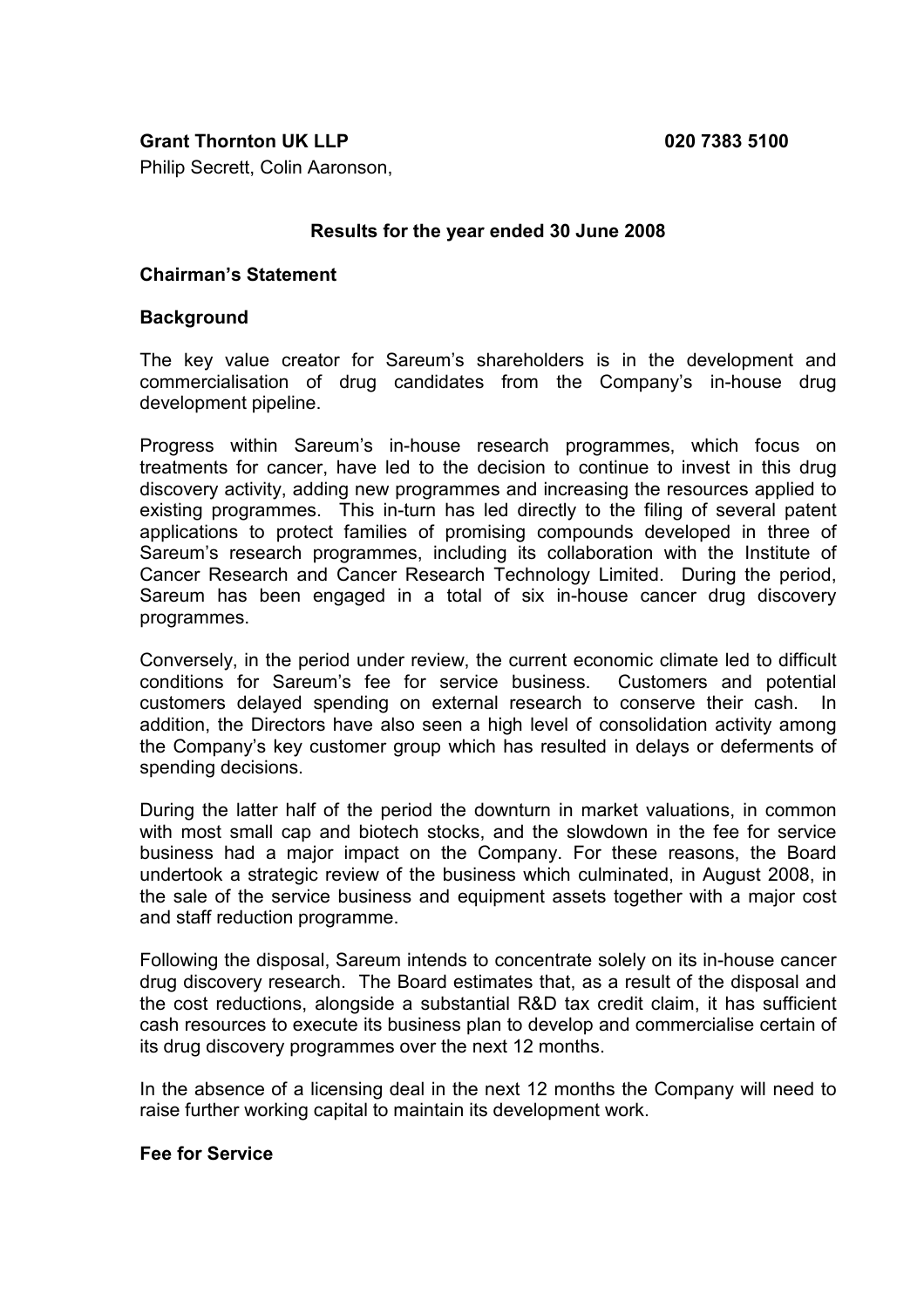**Grant Thornton UK LLP** **020 7383 5100**

Philip Secrett, Colin Aaronson,

**Results for the year ended 30 June 2008**

**Chairman's Statement**

**Background**

The key value creator for Sareum's shareholders is in the development and commercialisation of drug candidates from the Company's in-house drug development pipeline.

Progress within Sareum's in-house research programmes, which focus on treatments for cancer, have led to the decision to continue to invest in this drug discovery activity, adding new programmes and increasing the resources applied to existing programmes. This in-turn has led directly to the filing of several patent applications to protect families of promising compounds developed in three of Sareum's research programmes, including its collaboration with the Institute of Cancer Research and Cancer Research Technology Limited. During the period, Sareum has been engaged in a total of six in-house cancer drug discovery programmes.

Conversely, in the period under review, the current economic climate led to difficult conditions for Sareum's fee for service business. Customers and potential customers delayed spending on external research to conserve their cash. In addition, the Directors have also seen a high level of consolidation activity among the Company's key customer group which has resulted in delays or deferments of spending decisions.

During the latter half of the period the downturn in market valuations, in common with most small cap and biotech stocks, and the slowdown in the fee for service business had a major impact on the Company. For these reasons, the Board undertook a strategic review of the business which culminated, in August 2008, in the sale of the service business and equipment assets together with a major cost and staff reduction programme.

Following the disposal, Sareum intends to concentrate solely on its in-house cancer drug discovery research. The Board estimates that, as a result of the disposal and the cost reductions, alongside a substantial R&D tax credit claim, it has sufficient cash resources to execute its business plan to develop and commercialise certain of its drug discovery programmes over the next 12 months.

In the absence of a licensing deal in the next 12 months the Company will need to raise further working capital to maintain its development work.

**Fee for Service**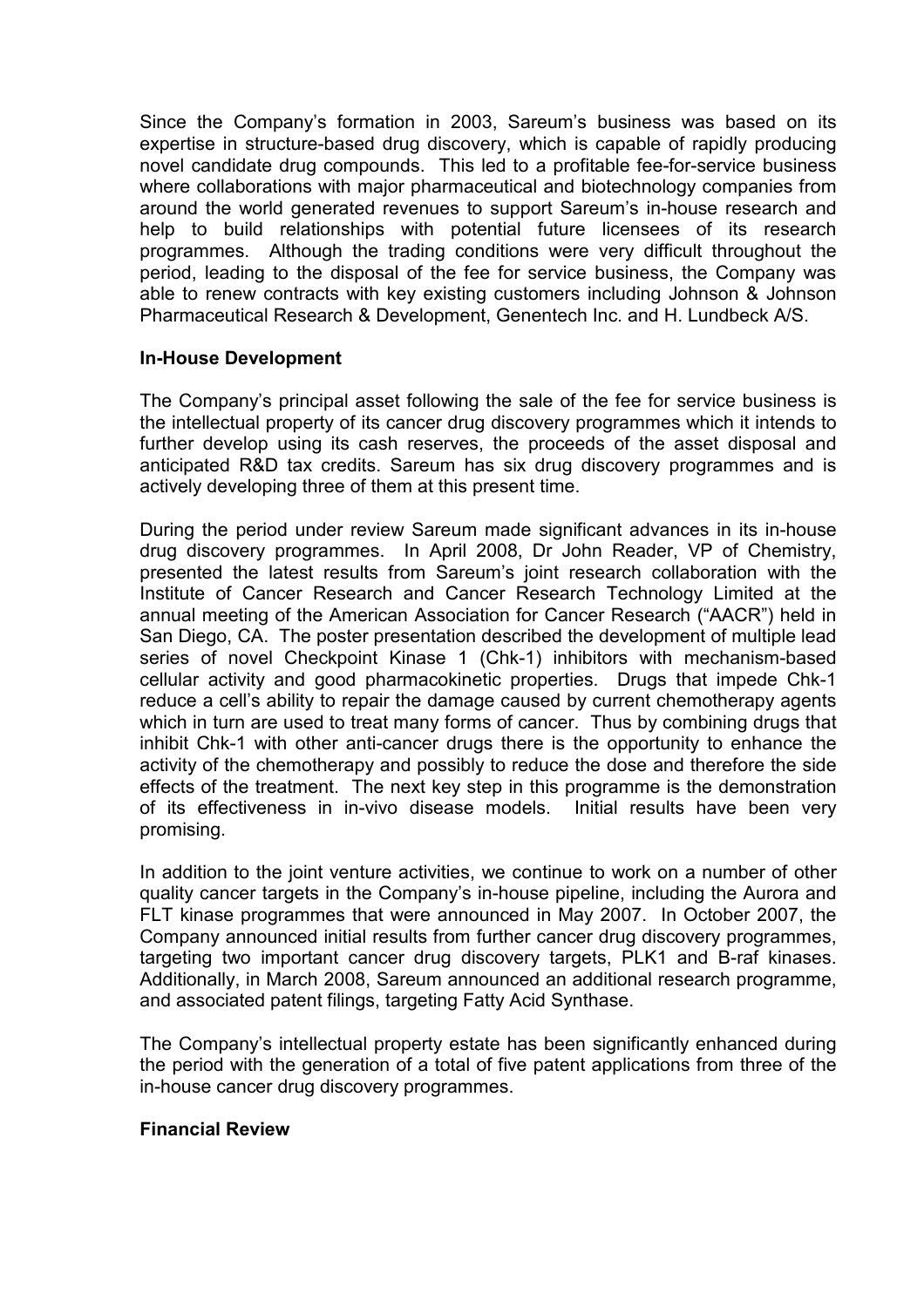Since the Company's formation in 2003, Sareum's business was based on its expertise in structure-based drug discovery, which is capable of rapidly producing novel candidate drug compounds. This led to a profitable fee-for-service business where collaborations with major pharmaceutical and biotechnology companies from around the world generated revenues to support Sareum's in-house research and help to build relationships with potential future licensees of its research programmes. Although the trading conditions were very difficult throughout the period, leading to the disposal of the fee for service business, the Company was able to renew contracts with key existing customers including Johnson & Johnson Pharmaceutical Research & Development, Genentech Inc. and H. Lundbeck A/S.

**In-House Development**

The Company's principal asset following the sale of the fee for service business is the intellectual property of its cancer drug discovery programmes which it intends to further develop using its cash reserves, the proceeds of the asset disposal and anticipated R&D tax credits. Sareum has six drug discovery programmes and is actively developing three of them at this present time.

During the period under review Sareum made significant advances in its in-house drug discovery programmes. In April 2008, Dr John Reader, VP of Chemistry, presented the latest results from Sareum's joint research collaboration with the Institute of Cancer Research and Cancer Research Technology Limited at the annual meeting of the American Association for Cancer Research ("AACR") held in San Diego, CA. The poster presentation described the development of multiple lead series of novel Checkpoint Kinase 1 (Chk-1) inhibitors with mechanism-based cellular activity and good pharmacokinetic properties. Drugs that impede Chk-1 reduce a cell's ability to repair the damage caused by current chemotherapy agents which in turn are used to treat many forms of cancer. Thus by combining drugs that inhibit Chk-1 with other anti-cancer drugs there is the opportunity to enhance the activity of the chemotherapy and possibly to reduce the dose and therefore the side effects of the treatment. The next key step in this programme is the demonstration of its effectiveness in in-vivo disease models. Initial results have been very promising.

In addition to the joint venture activities, we continue to work on a number of other quality cancer targets in the Company's in-house pipeline, including the Aurora and FLT kinase programmes that were announced in May 2007. In October 2007, the Company announced initial results from further cancer drug discovery programmes, targeting two important cancer drug discovery targets, PLK1 and B-raf kinases. Additionally, in March 2008, Sareum announced an additional research programme, and associated patent filings, targeting Fatty Acid Synthase.

The Company's intellectual property estate has been significantly enhanced during the period with the generation of a total of five patent applications from three of the in-house cancer drug discovery programmes.

**Financial Review**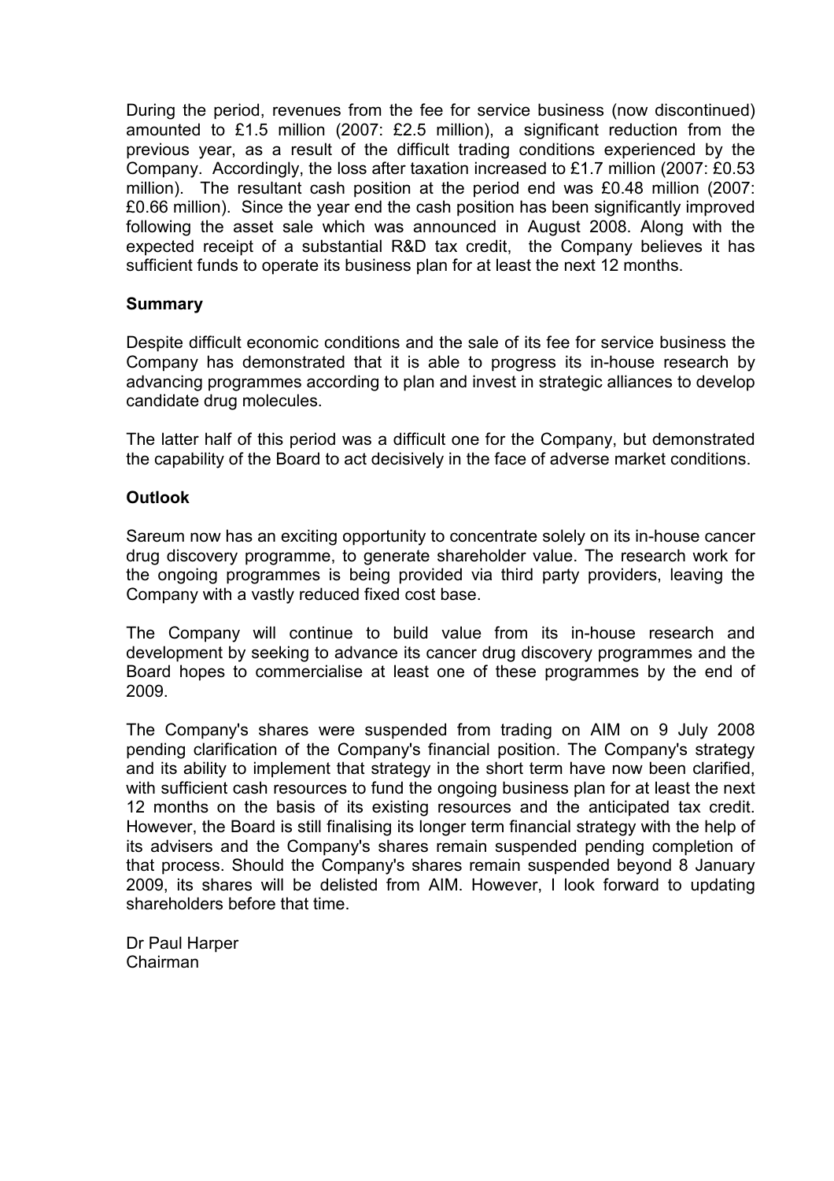During the period, revenues from the fee for service business (now discontinued) amounted to £1.5 million (2007: £2.5 million), a significant reduction from the previous year, as a result of the difficult trading conditions experienced by the Company. Accordingly, the loss after taxation increased to £1.7 million (2007: £0.53 million). The resultant cash position at the period end was £0.48 million (2007: £0.66 million). Since the year end the cash position has been significantly improved following the asset sale which was announced in August 2008. Along with the expected receipt of a substantial R&D tax credit, the Company believes it has sufficient funds to operate its business plan for at least the next 12 months.

**Summary**

Despite difficult economic conditions and the sale of its fee for service business the Company has demonstrated that it is able to progress its in-house research by advancing programmes according to plan and invest in strategic alliances to develop candidate drug molecules.

The latter half of this period was a difficult one for the Company, but demonstrated the capability of the Board to act decisively in the face of adverse market conditions.

**Outlook**

Sareum now has an exciting opportunity to concentrate solely on its in-house cancer drug discovery programme, to generate shareholder value. The research work for the ongoing programmes is being provided via third party providers, leaving the Company with a vastly reduced fixed cost base.

The Company will continue to build value from its in-house research and development by seeking to advance its cancer drug discovery programmes and the Board hopes to commercialise at least one of these programmes by the end of 2009.

The Company's shares were suspended from trading on AIM on 9 July 2008 pending clarification of the Company's financial position. The Company's strategy and its ability to implement that strategy in the short term have now been clarified, with sufficient cash resources to fund the ongoing business plan for at least the next 12 months on the basis of its existing resources and the anticipated tax credit. However, the Board is still finalising its longer term financial strategy with the help of its advisers and the Company's shares remain suspended pending completion of that process. Should the Company's shares remain suspended beyond 8 January 2009, its shares will be delisted from AIM. However, I look forward to updating shareholders before that time.

Dr Paul Harper
Chairman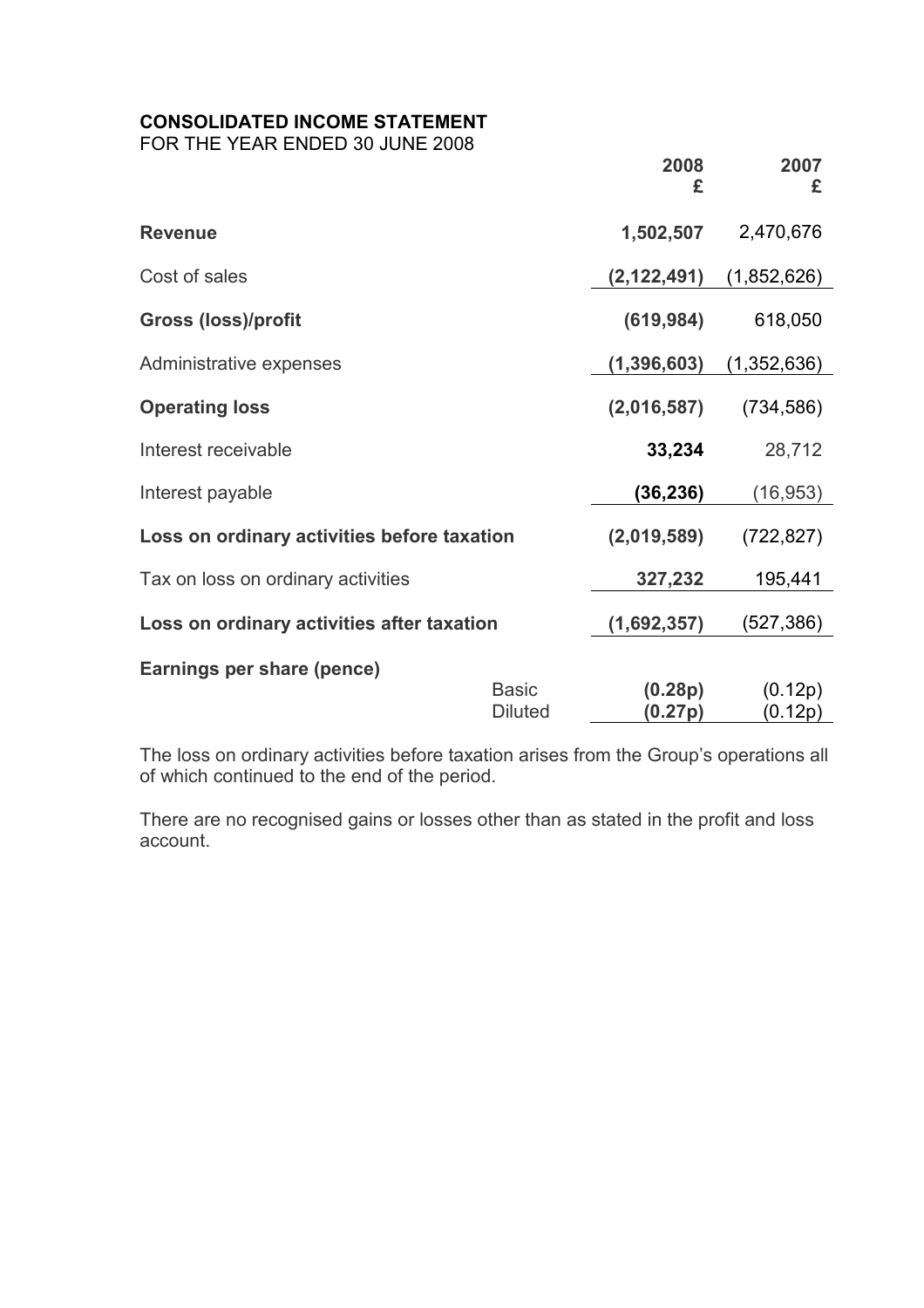**CONSOLIDATED INCOME STATEMENT**
FOR THE YEAR ENDED 30 JUNE 2008

| | | 2008<br>£ | 2007<br>£ |
|---|---|---|---|
| **Revenue** | | **1,502,507** | 2,470,676 |
| Cost of sales | | **(2,122,491)** | (1,852,626) |
| **Gross (loss)/profit** | | **(619,984)** | 618,050 |
| Administrative expenses | | **(1,396,603)** | (1,352,636) |
| **Operating loss** | | **(2,016,587)** | (734,586) |
| Interest receivable | | **33,234** | 28,712 |
| Interest payable | | **(36,236)** | (16,953) |
| **Loss on ordinary activities before taxation** | | **(2,019,589)** | (722,827) |
| Tax on loss on ordinary activities | | **327,232** | 195,441 |
| **Loss on ordinary activities after taxation** | | **(1,692,357)** | (527,386) |
| **Earnings per share (pence)** | | | |
| | Basic | **(0.28p)** | (0.12p) |
| | Diluted | **(0.27p)** | (0.12p) |

The loss on ordinary activities before taxation arises from the Group's operations all of which continued to the end of the period.

There are no recognised gains or losses other than as stated in the profit and loss account.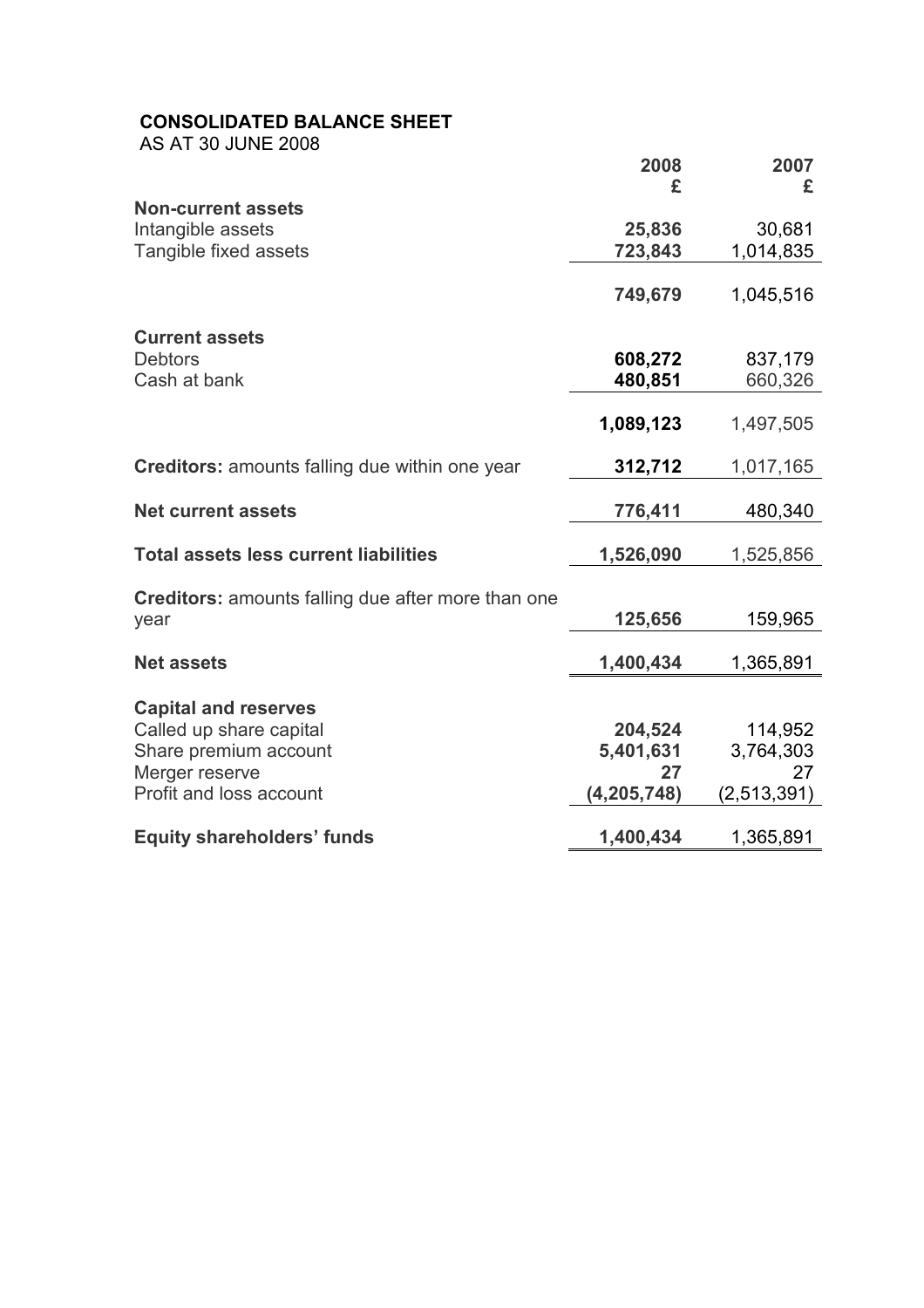**CONSOLIDATED BALANCE SHEET**
AS AT 30 JUNE 2008

| | 2008<br>£ | 2007<br>£ |
|---|---|---|
| **Non-current assets** | | |
| Intangible assets | **25,836** | 30,681 |
| Tangible fixed assets | **723,843** | 1,014,835 |
| | **749,679** | 1,045,516 |
| **Current assets** | | |
| Debtors | **608,272** | 837,179 |
| Cash at bank | **480,851** | 660,326 |
| | **1,089,123** | 1,497,505 |
| **Creditors:** amounts falling due within one year | **312,712** | 1,017,165 |
| **Net current assets** | **776,411** | 480,340 |
| **Total assets less current liabilities** | **1,526,090** | 1,525,856 |
| **Creditors:** amounts falling due after more than one year | **125,656** | 159,965 |
| **Net assets** | **1,400,434** | 1,365,891 |
| **Capital and reserves** | | |
| Called up share capital | **204,524** | 114,952 |
| Share premium account | **5,401,631** | 3,764,303 |
| Merger reserve | **27** | 27 |
| Profit and loss account | **(4,205,748)** | (2,513,391) |
| **Equity shareholders' funds** | **1,400,434** | 1,365,891 |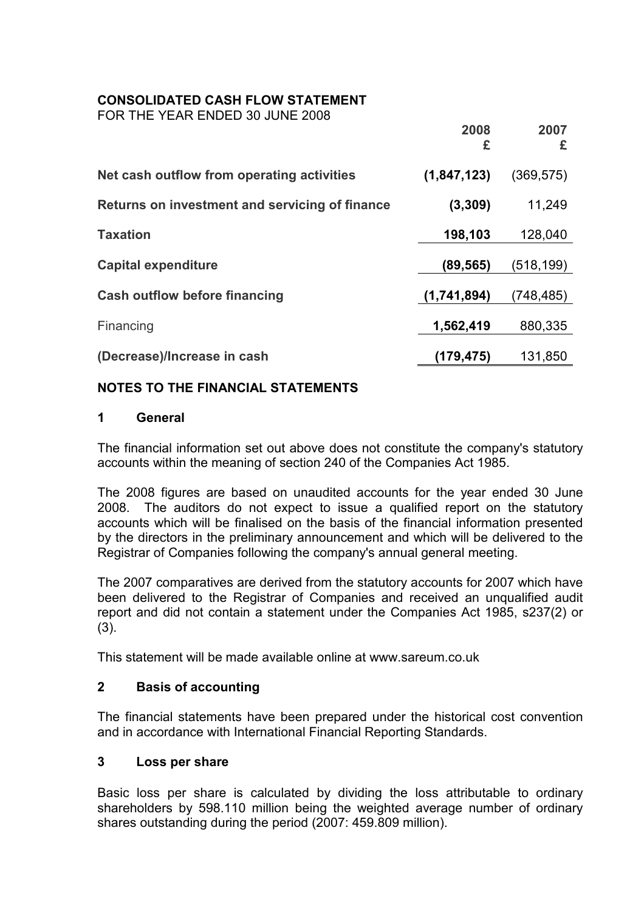**CONSOLIDATED CASH FLOW STATEMENT**
FOR THE YEAR ENDED 30 JUNE 2008

| | 2008 £ | 2007 £ |
|---|---|---|
| **Net cash outflow from operating activities** | **(1,847,123)** | (369,575) |
| **Returns on investment and servicing of finance** | **(3,309)** | 11,249 |
| **Taxation** | **198,103** | 128,040 |
| **Capital expenditure** | **(89,565)** | (518,199) |
| **Cash outflow before financing** | **(1,741,894)** | (748,485) |
| Financing | **1,562,419** | 880,335 |
| **(Decrease)/Increase in cash** | **(179,475)** | 131,850 |

## NOTES TO THE FINANCIAL STATEMENTS

### 1 General

The financial information set out above does not constitute the company's statutory accounts within the meaning of section 240 of the Companies Act 1985.

The 2008 figures are based on unaudited accounts for the year ended 30 June 2008. The auditors do not expect to issue a qualified report on the statutory accounts which will be finalised on the basis of the financial information presented by the directors in the preliminary announcement and which will be delivered to the Registrar of Companies following the company's annual general meeting.

The 2007 comparatives are derived from the statutory accounts for 2007 which have been delivered to the Registrar of Companies and received an unqualified audit report and did not contain a statement under the Companies Act 1985, s237(2) or (3).

This statement will be made available online at www.sareum.co.uk

### 2 Basis of accounting

The financial statements have been prepared under the historical cost convention and in accordance with International Financial Reporting Standards.

### 3 Loss per share

Basic loss per share is calculated by dividing the loss attributable to ordinary shareholders by 598.110 million being the weighted average number of ordinary shares outstanding during the period (2007: 459.809 million).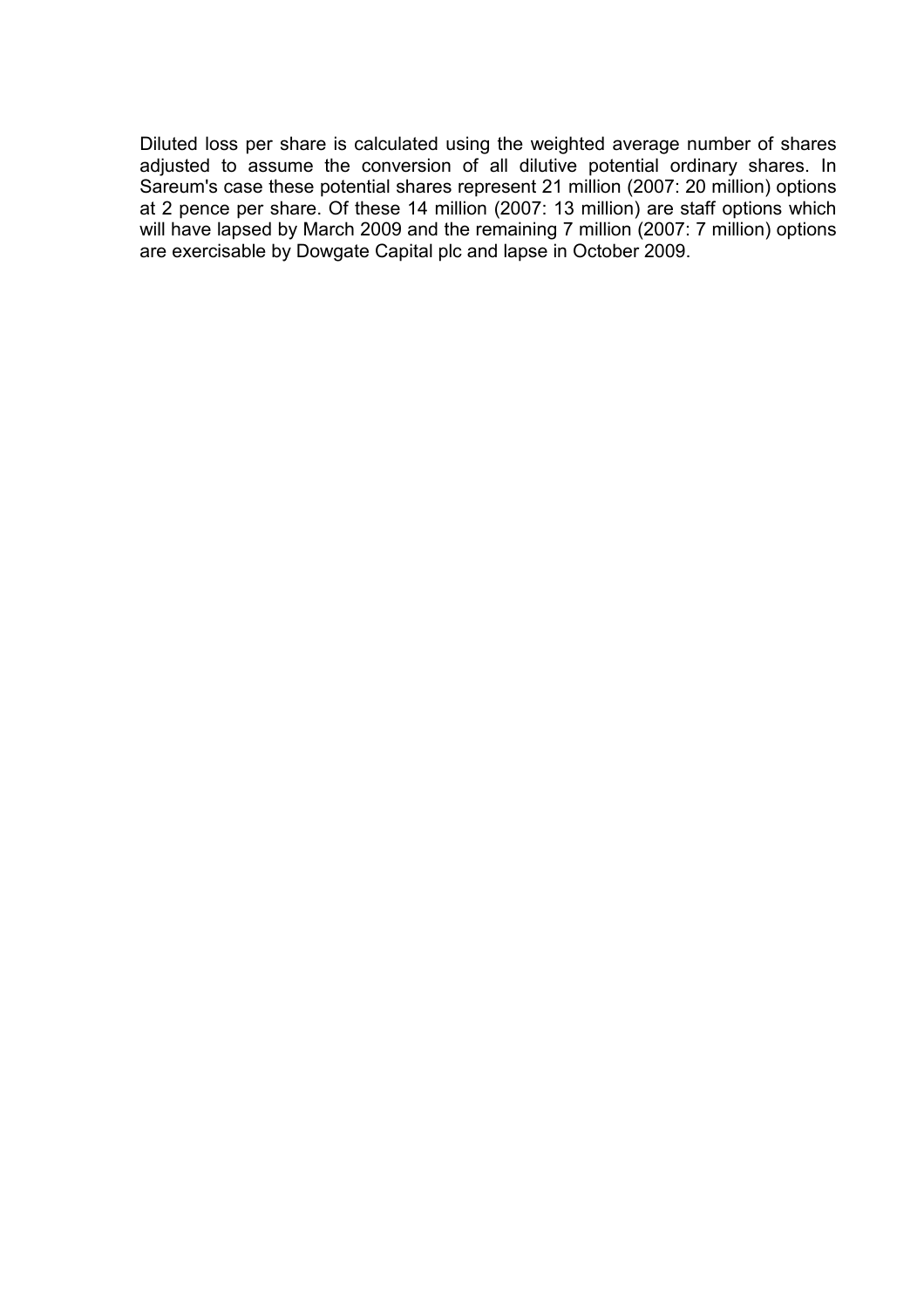Diluted loss per share is calculated using the weighted average number of shares adjusted to assume the conversion of all dilutive potential ordinary shares. In Sareum's case these potential shares represent 21 million (2007: 20 million) options at 2 pence per share. Of these 14 million (2007: 13 million) are staff options which will have lapsed by March 2009 and the remaining 7 million (2007: 7 million) options are exercisable by Dowgate Capital plc and lapse in October 2009.